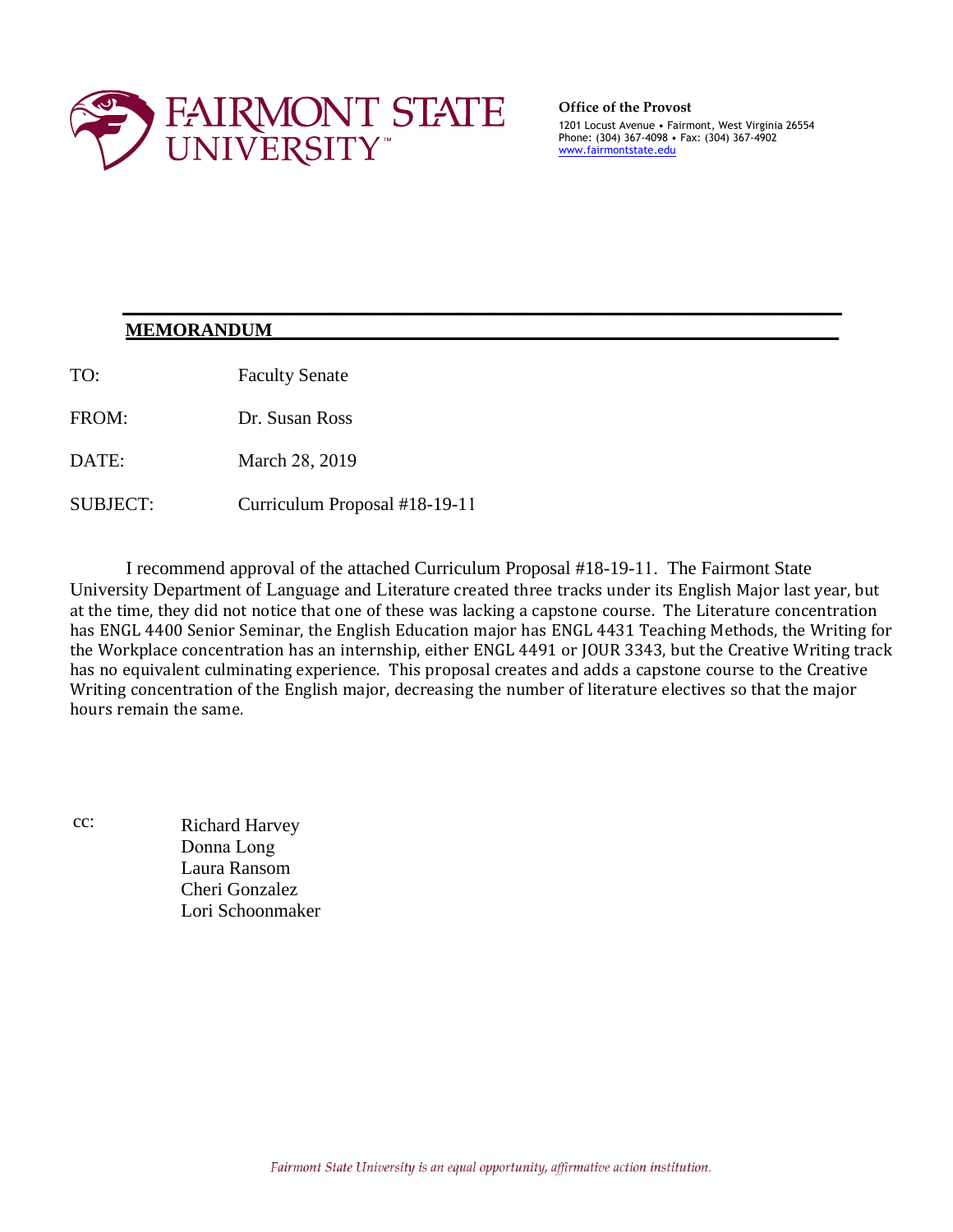FAIRMONT STATE UNIVERSITY™

**Office of the Provost**
1201 Locust Avenue • Fairmont, West Virginia 26554
Phone: (304) 367-4098 • Fax: (304) 367-4902
www.fairmontstate.edu

## MEMORANDUM

TO: Faculty Senate

FROM: Dr. Susan Ross

DATE: March 28, 2019

SUBJECT: Curriculum Proposal #18-19-11

I recommend approval of the attached Curriculum Proposal #18-19-11. The Fairmont State University Department of Language and Literature created three tracks under its English Major last year, but at the time, they did not notice that one of these was lacking a capstone course. The Literature concentration has ENGL 4400 Senior Seminar, the English Education major has ENGL 4431 Teaching Methods, the Writing for the Workplace concentration has an internship, either ENGL 4491 or JOUR 3343, but the Creative Writing track has no equivalent culminating experience. This proposal creates and adds a capstone course to the Creative Writing concentration of the English major, decreasing the number of literature electives so that the major hours remain the same.

cc: Richard Harvey
Donna Long
Laura Ransom
Cheri Gonzalez
Lori Schoonmaker

*Fairmont State University is an equal opportunity, affirmative action institution.*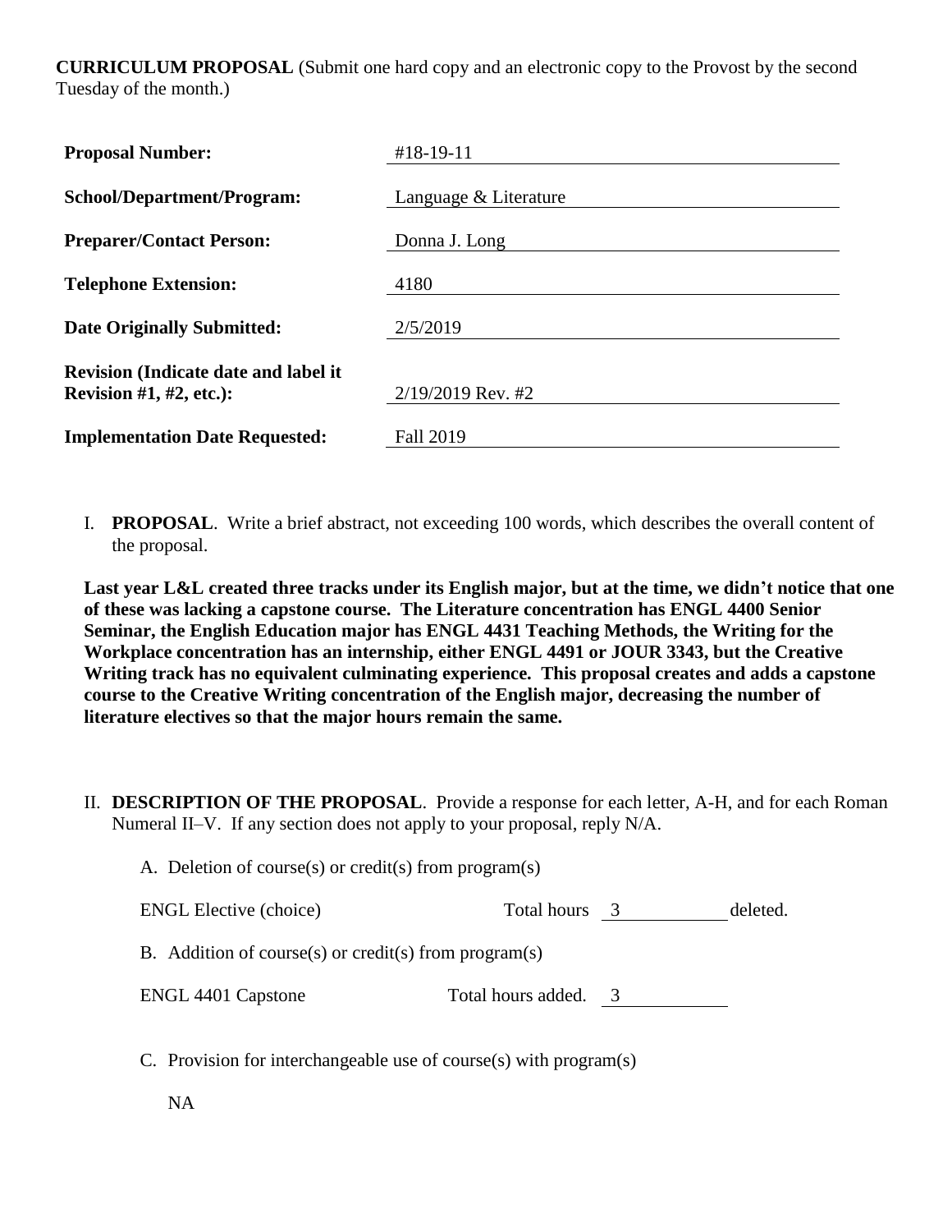**CURRICULUM PROPOSAL** (Submit one hard copy and an electronic copy to the Provost by the second Tuesday of the month.)

| | |
|---|---|
| **Proposal Number:** | #18-19-11 |
| **School/Department/Program:** | Language & Literature |
| **Preparer/Contact Person:** | Donna J. Long |
| **Telephone Extension:** | 4180 |
| **Date Originally Submitted:** | 2/5/2019 |
| **Revision (Indicate date and label it Revision #1, #2, etc.):** | 2/19/2019 Rev. #2 |
| **Implementation Date Requested:** | Fall 2019 |

I. **PROPOSAL**. Write a brief abstract, not exceeding 100 words, which describes the overall content of the proposal.

**Last year L&L created three tracks under its English major, but at the time, we didn't notice that one of these was lacking a capstone course. The Literature concentration has ENGL 4400 Senior Seminar, the English Education major has ENGL 4431 Teaching Methods, the Writing for the Workplace concentration has an internship, either ENGL 4491 or JOUR 3343, but the Creative Writing track has no equivalent culminating experience. This proposal creates and adds a capstone course to the Creative Writing concentration of the English major, decreasing the number of literature electives so that the major hours remain the same.**

II. **DESCRIPTION OF THE PROPOSAL**. Provide a response for each letter, A-H, and for each Roman Numeral II–V. If any section does not apply to your proposal, reply N/A.

A. Deletion of course(s) or credit(s) from program(s)

ENGL Elective (choice) Total hours 3 deleted.

B. Addition of course(s) or credit(s) from program(s)

ENGL 4401 Capstone Total hours added. 3

C. Provision for interchangeable use of course(s) with program(s)

NA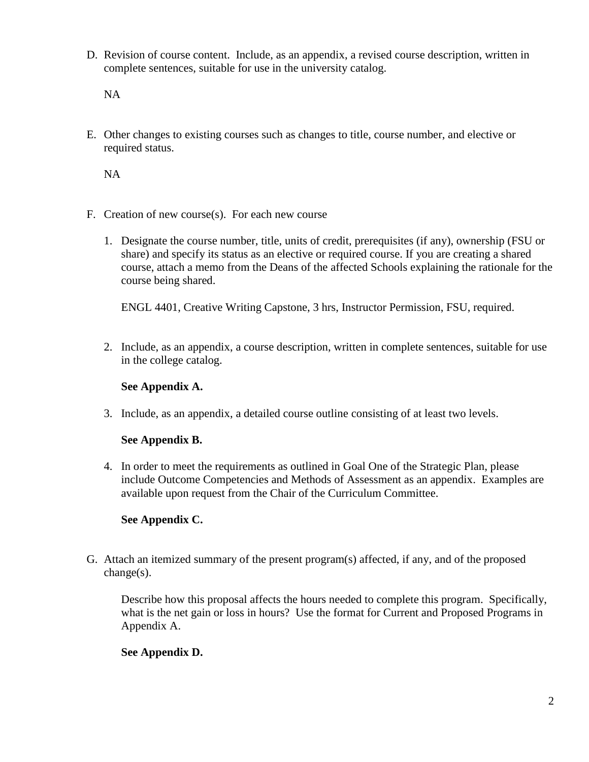D. Revision of course content. Include, as an appendix, a revised course description, written in complete sentences, suitable for use in the university catalog.

   NA

E. Other changes to existing courses such as changes to title, course number, and elective or required status.

   NA

F. Creation of new course(s). For each new course

   1. Designate the course number, title, units of credit, prerequisites (if any), ownership (FSU or share) and specify its status as an elective or required course. If you are creating a shared course, attach a memo from the Deans of the affected Schools explaining the rationale for the course being shared.

      ENGL 4401, Creative Writing Capstone, 3 hrs, Instructor Permission, FSU, required.

   2. Include, as an appendix, a course description, written in complete sentences, suitable for use in the college catalog.

      **See Appendix A.**

   3. Include, as an appendix, a detailed course outline consisting of at least two levels.

      **See Appendix B.**

   4. In order to meet the requirements as outlined in Goal One of the Strategic Plan, please include Outcome Competencies and Methods of Assessment as an appendix. Examples are available upon request from the Chair of the Curriculum Committee.

      **See Appendix C.**

G. Attach an itemized summary of the present program(s) affected, if any, and of the proposed change(s).

   Describe how this proposal affects the hours needed to complete this program. Specifically, what is the net gain or loss in hours? Use the format for Current and Proposed Programs in Appendix A.

   **See Appendix D.**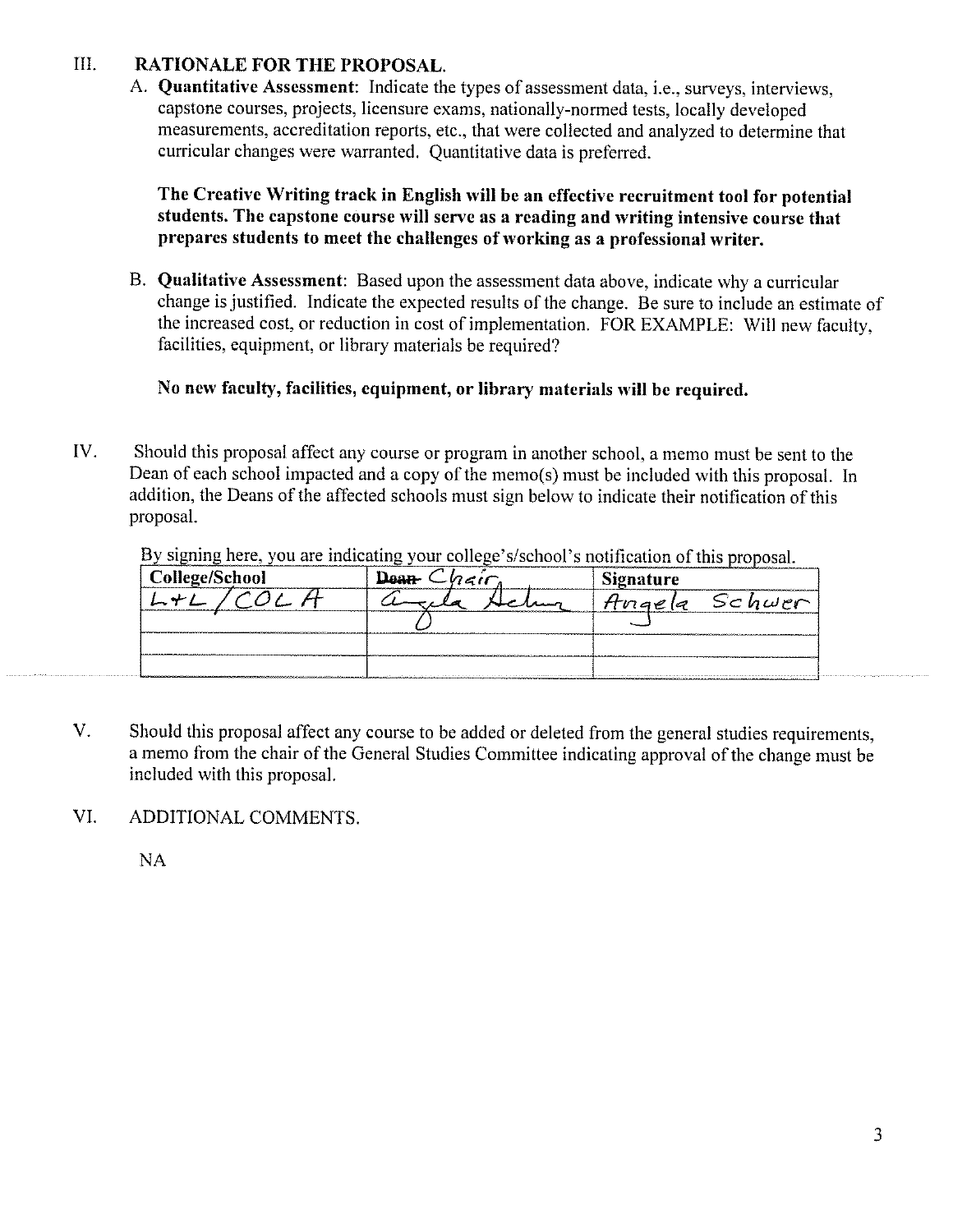## III. RATIONALE FOR THE PROPOSAL.

A. **Quantitative Assessment**: Indicate the types of assessment data, i.e., surveys, interviews, capstone courses, projects, licensure exams, nationally-normed tests, locally developed measurements, accreditation reports, etc., that were collected and analyzed to determine that curricular changes were warranted. Quantitative data is preferred.

**The Creative Writing track in English will be an effective recruitment tool for potential students. The capstone course will serve as a reading and writing intensive course that prepares students to meet the challenges of working as a professional writer.**

B. **Qualitative Assessment**: Based upon the assessment data above, indicate why a curricular change is justified. Indicate the expected results of the change. Be sure to include an estimate of the increased cost, or reduction in cost of implementation. FOR EXAMPLE: Will new faculty, facilities, equipment, or library materials be required?

**No new faculty, facilities, equipment, or library materials will be required.**

## IV.

Should this proposal affect any course or program in another school, a memo must be sent to the Dean of each school impacted and a copy of the memo(s) must be included with this proposal. In addition, the Deans of the affected schools must sign below to indicate their notification of this proposal.

By signing here, you are indicating your college's/school's notification of this proposal.

| College/School | ~~Dean~~ Chair | Signature |
|---|---|---|
| L+L / COLA | Angela Schwer (signature) | Angela Schwer |
| | | |
| | | |

## V.

Should this proposal affect any course to be added or deleted from the general studies requirements, a memo from the chair of the General Studies Committee indicating approval of the change must be included with this proposal.

## VI. ADDITIONAL COMMENTS.

NA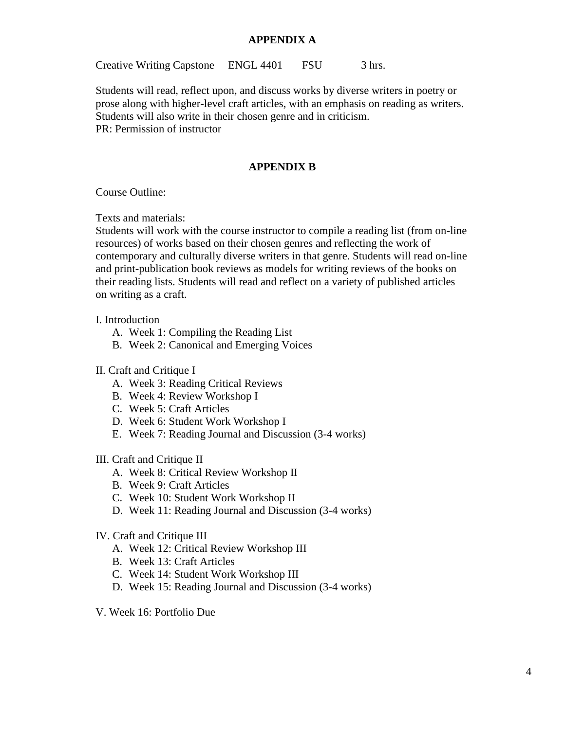## APPENDIX A

Creative Writing Capstone ENGL 4401 FSU 3 hrs.

Students will read, reflect upon, and discuss works by diverse writers in poetry or prose along with higher-level craft articles, with an emphasis on reading as writers. Students will also write in their chosen genre and in criticism.
PR: Permission of instructor

## APPENDIX B

Course Outline:

Texts and materials:
Students will work with the course instructor to compile a reading list (from on-line resources) of works based on their chosen genres and reflecting the work of contemporary and culturally diverse writers in that genre. Students will read on-line and print-publication book reviews as models for writing reviews of the books on their reading lists. Students will read and reflect on a variety of published articles on writing as a craft.

I. Introduction
   A. Week 1: Compiling the Reading List
   B. Week 2: Canonical and Emerging Voices

II. Craft and Critique I
   A. Week 3: Reading Critical Reviews
   B. Week 4: Review Workshop I
   C. Week 5: Craft Articles
   D. Week 6: Student Work Workshop I
   E. Week 7: Reading Journal and Discussion (3-4 works)

III. Craft and Critique II
   A. Week 8: Critical Review Workshop II
   B. Week 9: Craft Articles
   C. Week 10: Student Work Workshop II
   D. Week 11: Reading Journal and Discussion (3-4 works)

IV. Craft and Critique III
   A. Week 12: Critical Review Workshop III
   B. Week 13: Craft Articles
   C. Week 14: Student Work Workshop III
   D. Week 15: Reading Journal and Discussion (3-4 works)

V. Week 16: Portfolio Due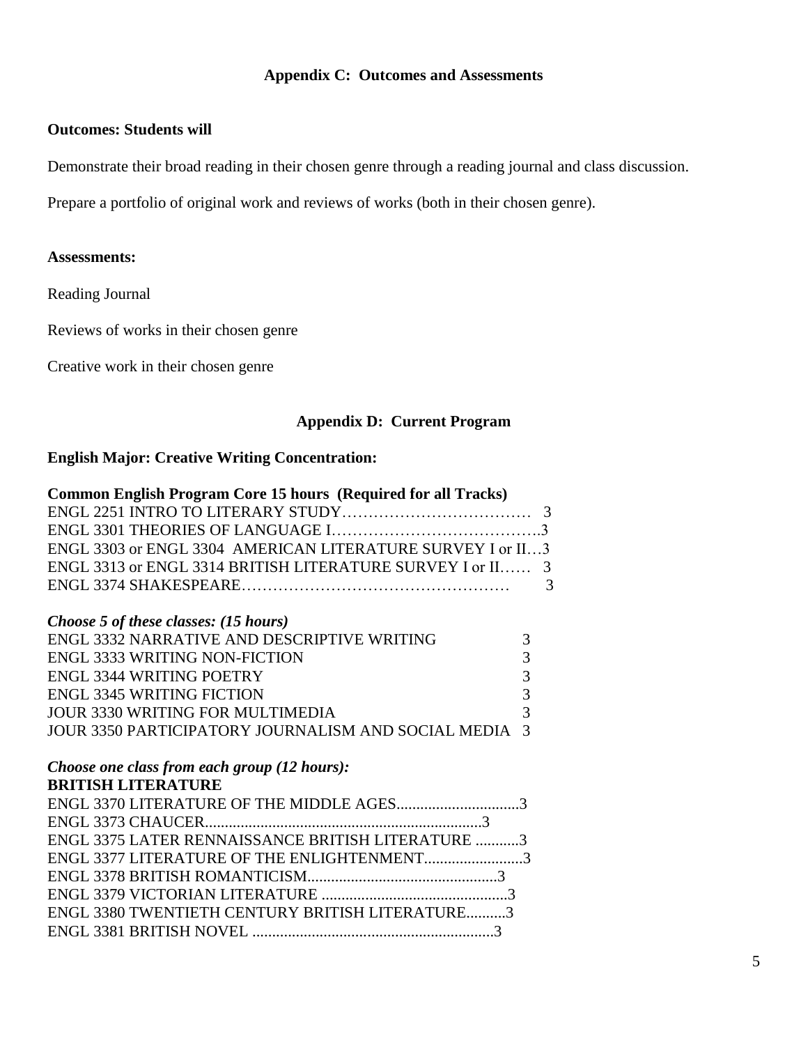## Appendix C: Outcomes and Assessments

**Outcomes: Students will**

Demonstrate their broad reading in their chosen genre through a reading journal and class discussion.

Prepare a portfolio of original work and reviews of works (both in their chosen genre).

**Assessments:**

Reading Journal

Reviews of works in their chosen genre

Creative work in their chosen genre

## Appendix D: Current Program

**English Major: Creative Writing Concentration:**

**Common English Program Core 15 hours (Required for all Tracks)**

ENGL 2251 INTRO TO LITERARY STUDY……………………………… 3
ENGL 3301 THEORIES OF LANGUAGE I………………………………….3
ENGL 3303 or ENGL 3304 AMERICAN LITERATURE SURVEY I or II…3
ENGL 3313 or ENGL 3314 BRITISH LITERATURE SURVEY I or II…… 3
ENGL 3374 SHAKESPEARE…………………………………………… 3

***Choose 5 of these classes: (15 hours)***

ENGL 3332 NARRATIVE AND DESCRIPTIVE WRITING 3
ENGL 3333 WRITING NON-FICTION 3
ENGL 3344 WRITING POETRY 3
ENGL 3345 WRITING FICTION 3
JOUR 3330 WRITING FOR MULTIMEDIA 3
JOUR 3350 PARTICIPATORY JOURNALISM AND SOCIAL MEDIA 3

***Choose one class from each group (12 hours):***

**BRITISH LITERATURE**

ENGL 3370 LITERATURE OF THE MIDDLE AGES...............................3
ENGL 3373 CHAUCER......................................................................3
ENGL 3375 LATER RENNAISSANCE BRITISH LITERATURE ...........3
ENGL 3377 LITERATURE OF THE ENLIGHTENMENT.........................3
ENGL 3378 BRITISH ROMANTICISM................................................3
ENGL 3379 VICTORIAN LITERATURE ...............................................3
ENGL 3380 TWENTIETH CENTURY BRITISH LITERATURE..........3
ENGL 3381 BRITISH NOVEL .............................................................3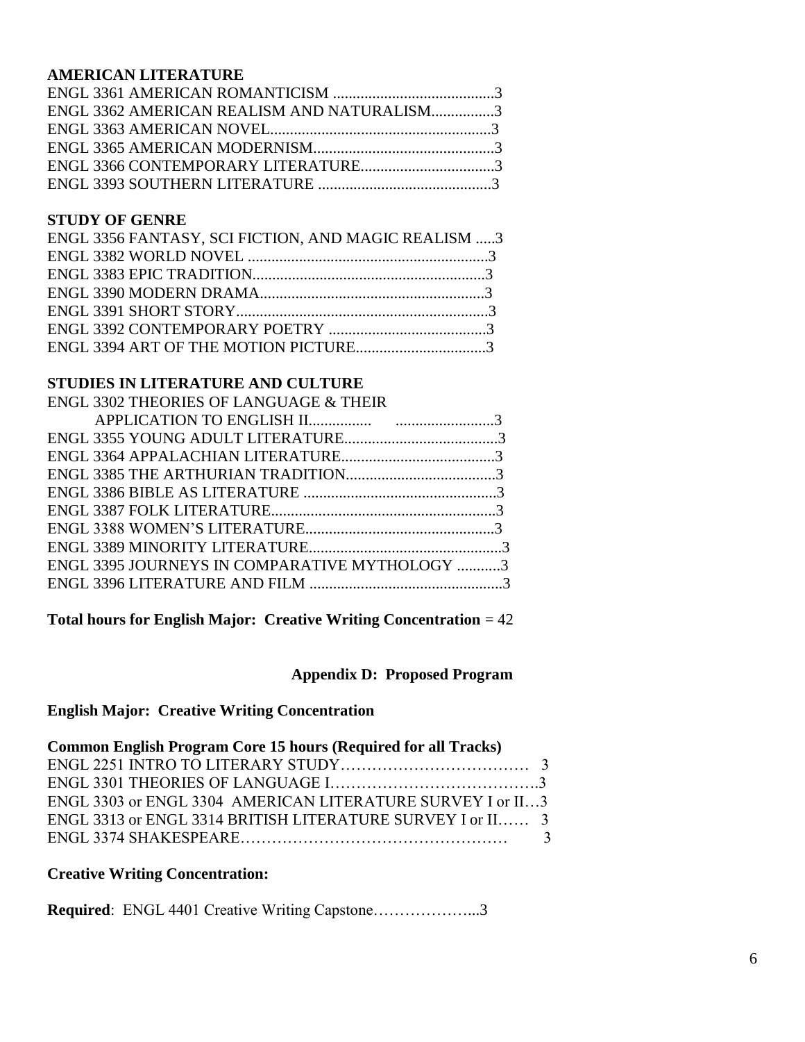**AMERICAN LITERATURE**

ENGL 3361 AMERICAN ROMANTICISM .........................................3
ENGL 3362 AMERICAN REALISM AND NATURALISM................3
ENGL 3363 AMERICAN NOVEL........................................................3
ENGL 3365 AMERICAN MODERNISM..............................................3
ENGL 3366 CONTEMPORARY LITERATURE..................................3
ENGL 3393 SOUTHERN LITERATURE ............................................3

**STUDY OF GENRE**

ENGL 3356 FANTASY, SCI FICTION, AND MAGIC REALISM .....3
ENGL 3382 WORLD NOVEL .............................................................3
ENGL 3383 EPIC TRADITION...........................................................3
ENGL 3390 MODERN DRAMA.........................................................3
ENGL 3391 SHORT STORY................................................................3
ENGL 3392 CONTEMPORARY POETRY ........................................3
ENGL 3394 ART OF THE MOTION PICTURE.................................3

**STUDIES IN LITERATURE AND CULTURE**

ENGL 3302 THEORIES OF LANGUAGE & THEIR
APPLICATION TO ENGLISH II................ .........................3
ENGL 3355 YOUNG ADULT LITERATURE.......................................3
ENGL 3364 APPALACHIAN LITERATURE.......................................3
ENGL 3385 THE ARTHURIAN TRADITION......................................3
ENGL 3386 BIBLE AS LITERATURE .................................................3
ENGL 3387 FOLK LITERATURE.........................................................3
ENGL 3388 WOMEN'S LITERATURE................................................3
ENGL 3389 MINORITY LITERATURE.................................................3
ENGL 3395 JOURNEYS IN COMPARATIVE MYTHOLOGY ...........3
ENGL 3396 LITERATURE AND FILM .................................................3

**Total hours for English Major: Creative Writing Concentration** = 42

## Appendix D: Proposed Program

**English Major: Creative Writing Concentration**

**Common English Program Core 15 hours (Required for all Tracks)**

ENGL 2251 INTRO TO LITERARY STUDY……………………………… 3
ENGL 3301 THEORIES OF LANGUAGE I………………………………….3
ENGL 3303 or ENGL 3304 AMERICAN LITERATURE SURVEY I or II…3
ENGL 3313 or ENGL 3314 BRITISH LITERATURE SURVEY I or II…… 3
ENGL 3374 SHAKESPEARE…………………………………………… 3

**Creative Writing Concentration:**

**Required**: ENGL 4401 Creative Writing Capstone………………...3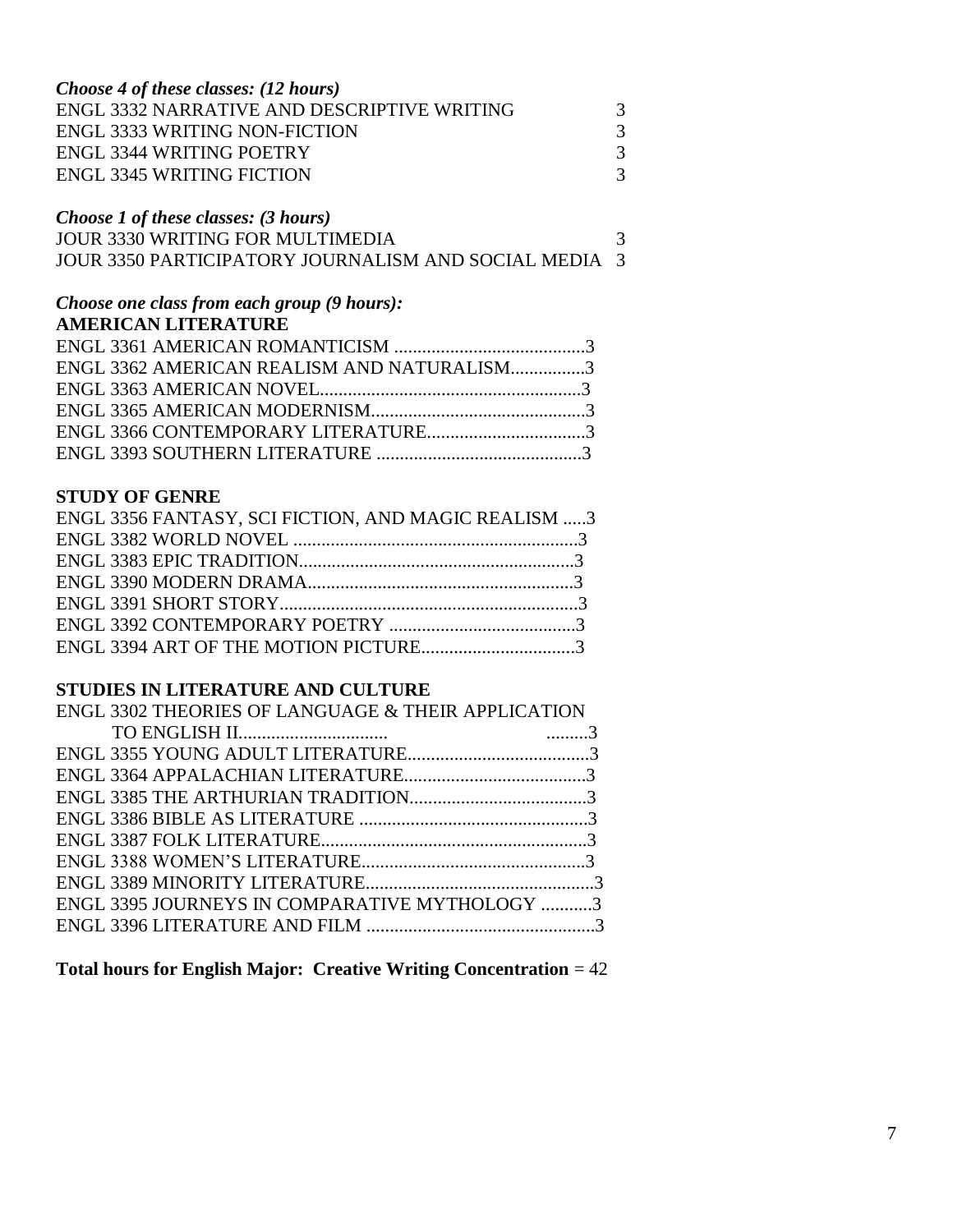***Choose 4 of these classes: (12 hours)***

| | |
|---|---|
| ENGL 3332 NARRATIVE AND DESCRIPTIVE WRITING | 3 |
| ENGL 3333 WRITING NON-FICTION | 3 |
| ENGL 3344 WRITING POETRY | 3 |
| ENGL 3345 WRITING FICTION | 3 |

***Choose 1 of these classes: (3 hours)***

| | |
|---|---|
| JOUR 3330 WRITING FOR MULTIMEDIA | 3 |
| JOUR 3350 PARTICIPATORY JOURNALISM AND SOCIAL MEDIA | 3 |

***Choose one class from each group (9 hours):***

**AMERICAN LITERATURE**

ENGL 3361 AMERICAN ROMANTICISM .........................................3
ENGL 3362 AMERICAN REALISM AND NATURALISM................3
ENGL 3363 AMERICAN NOVEL........................................................3
ENGL 3365 AMERICAN MODERNISM..............................................3
ENGL 3366 CONTEMPORARY LITERATURE..................................3
ENGL 3393 SOUTHERN LITERATURE ............................................3

**STUDY OF GENRE**

ENGL 3356 FANTASY, SCI FICTION, AND MAGIC REALISM .....3
ENGL 3382 WORLD NOVEL .............................................................3
ENGL 3383 EPIC TRADITION...........................................................3
ENGL 3390 MODERN DRAMA.........................................................3
ENGL 3391 SHORT STORY................................................................3
ENGL 3392 CONTEMPORARY POETRY ........................................3
ENGL 3394 ART OF THE MOTION PICTURE.................................3

**STUDIES IN LITERATURE AND CULTURE**

ENGL 3302 THEORIES OF LANGUAGE & THEIR APPLICATION TO ENGLISH II................................ .........3
ENGL 3355 YOUNG ADULT LITERATURE.......................................3
ENGL 3364 APPALACHIAN LITERATURE.......................................3
ENGL 3385 THE ARTHURIAN TRADITION......................................3
ENGL 3386 BIBLE AS LITERATURE .................................................3
ENGL 3387 FOLK LITERATURE.........................................................3
ENGL 3388 WOMEN'S LITERATURE................................................3
ENGL 3389 MINORITY LITERATURE.................................................3
ENGL 3395 JOURNEYS IN COMPARATIVE MYTHOLOGY ...........3
ENGL 3396 LITERATURE AND FILM .................................................3

**Total hours for English Major: Creative Writing Concentration** = 42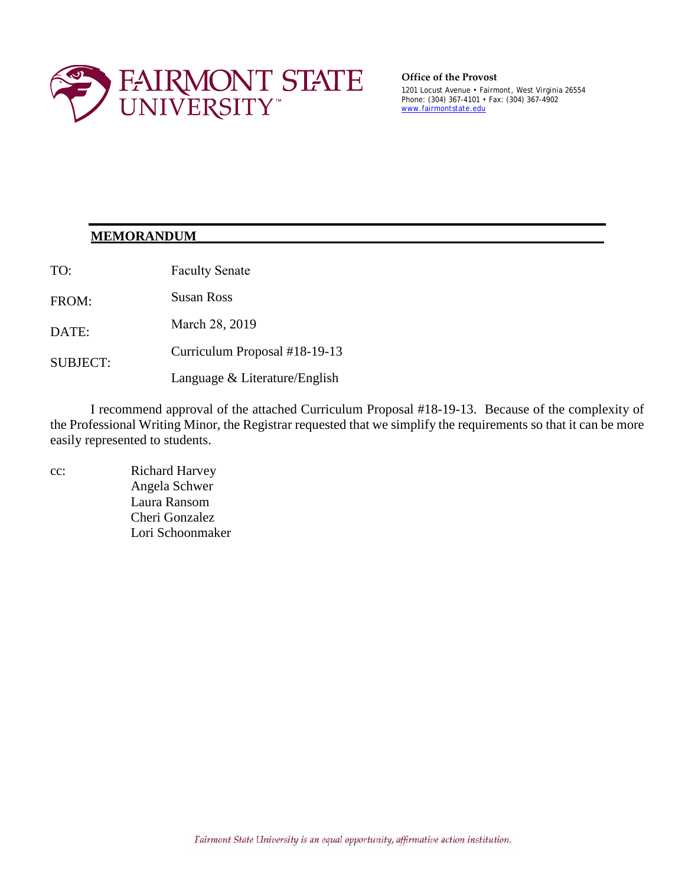FAIRMONT STATE UNIVERSITY

**Office of the Provost**
1201 Locust Avenue • Fairmont, West Virginia 26554
Phone: (304) 367-4101 • Fax: (304) 367-4902
www.fairmontstate.edu

**MEMORANDUM**

TO: Faculty Senate

FROM: Susan Ross

DATE: March 28, 2019

SUBJECT: Curriculum Proposal #18-19-13
Language & Literature/English

I recommend approval of the attached Curriculum Proposal #18-19-13. Because of the complexity of the Professional Writing Minor, the Registrar requested that we simplify the requirements so that it can be more easily represented to students.

cc: Richard Harvey
Angela Schwer
Laura Ransom
Cheri Gonzalez
Lori Schoonmaker

*Fairmont State University is an equal opportunity, affirmative action institution.*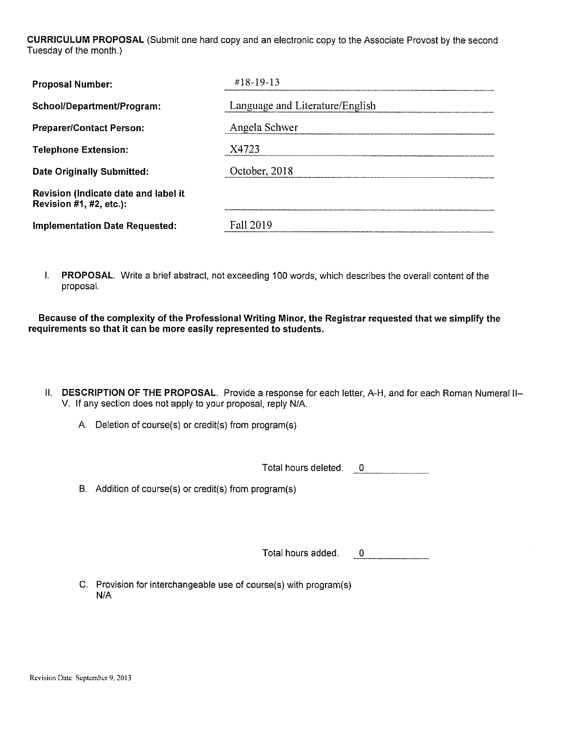**CURRICULUM PROPOSAL** (Submit one hard copy and an electronic copy to the Associate Provost by the second Tuesday of the month.)

| | |
|---|---|
| **Proposal Number:** | #18-19-13 |
| **School/Department/Program:** | Language and Literature/English |
| **Preparer/Contact Person:** | Angela Schwer |
| **Telephone Extension:** | X4723 |
| **Date Originally Submitted:** | October, 2018 |
| **Revision (Indicate date and label it Revision #1, #2, etc.):** | |
| **Implementation Date Requested:** | Fall 2019 |

I. **PROPOSAL.** Write a brief abstract, not exceeding 100 words, which describes the overall content of the proposal.

**Because of the complexity of the Professional Writing Minor, the Registrar requested that we simplify the requirements so that it can be more easily represented to students.**

II. **DESCRIPTION OF THE PROPOSAL.** Provide a response for each letter, A-H, and for each Roman Numeral II–V. If any section does not apply to your proposal, reply N/A.

A. Deletion of course(s) or credit(s) from program(s)

Total hours deleted. 0

B. Addition of course(s) or credit(s) from program(s)

Total hours added. 0

C. Provision for interchangeable use of course(s) with program(s)
N/A

Revision Date: September 9, 2013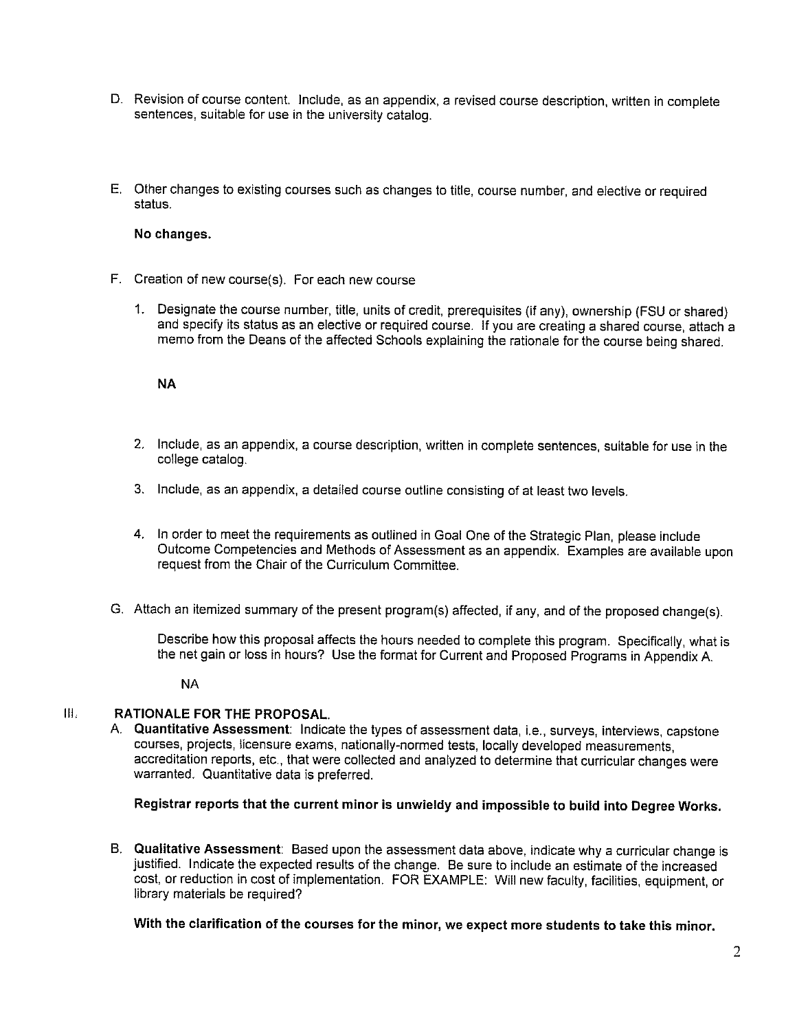D. Revision of course content. Include, as an appendix, a revised course description, written in complete sentences, suitable for use in the university catalog.

E. Other changes to existing courses such as changes to title, course number, and elective or required status.

**No changes.**

F. Creation of new course(s). For each new course

1. Designate the course number, title, units of credit, prerequisites (if any), ownership (FSU or shared) and specify its status as an elective or required course. If you are creating a shared course, attach a memo from the Deans of the affected Schools explaining the rationale for the course being shared.

   **NA**

2. Include, as an appendix, a course description, written in complete sentences, suitable for use in the college catalog.

3. Include, as an appendix, a detailed course outline consisting of at least two levels.

4. In order to meet the requirements as outlined in Goal One of the Strategic Plan, please include Outcome Competencies and Methods of Assessment as an appendix. Examples are available upon request from the Chair of the Curriculum Committee.

G. Attach an itemized summary of the present program(s) affected, if any, and of the proposed change(s).

Describe how this proposal affects the hours needed to complete this program. Specifically, what is the net gain or loss in hours? Use the format for Current and Proposed Programs in Appendix A.

NA

## III. RATIONALE FOR THE PROPOSAL.

A. **Quantitative Assessment**: Indicate the types of assessment data, i.e., surveys, interviews, capstone courses, projects, licensure exams, nationally-normed tests, locally developed measurements, accreditation reports, etc., that were collected and analyzed to determine that curricular changes were warranted. Quantitative data is preferred.

**Registrar reports that the current minor is unwieldy and impossible to build into Degree Works.**

B. **Qualitative Assessment**: Based upon the assessment data above, indicate why a curricular change is justified. Indicate the expected results of the change. Be sure to include an estimate of the increased cost, or reduction in cost of implementation. FOR EXAMPLE: Will new faculty, facilities, equipment, or library materials be required?

**With the clarification of the courses for the minor, we expect more students to take this minor.**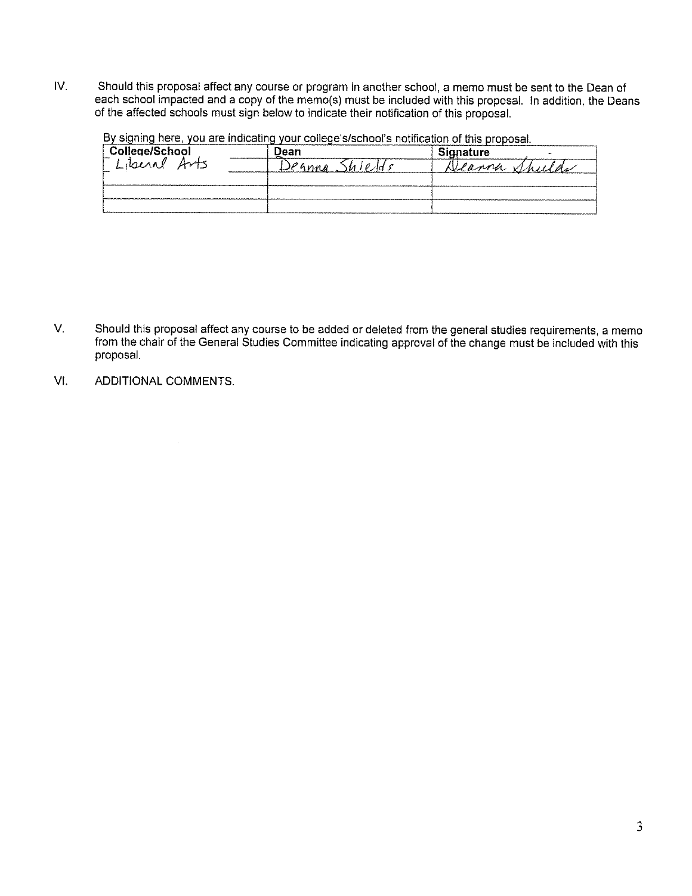IV. Should this proposal affect any course or program in another school, a memo must be sent to the Dean of each school impacted and a copy of the memo(s) must be included with this proposal. In addition, the Deans of the affected schools must sign below to indicate their notification of this proposal.

By signing here, you are indicating your college's/school's notification of this proposal.

| College/School | Dean | Signature |
|---|---|---|
| Liberal Arts | Deanna Shields | Deanna Shields |
| | | |
| | | |
| | | |

V. Should this proposal affect any course to be added or deleted from the general studies requirements, a memo from the chair of the General Studies Committee indicating approval of the change must be included with this proposal.

VI. ADDITIONAL COMMENTS.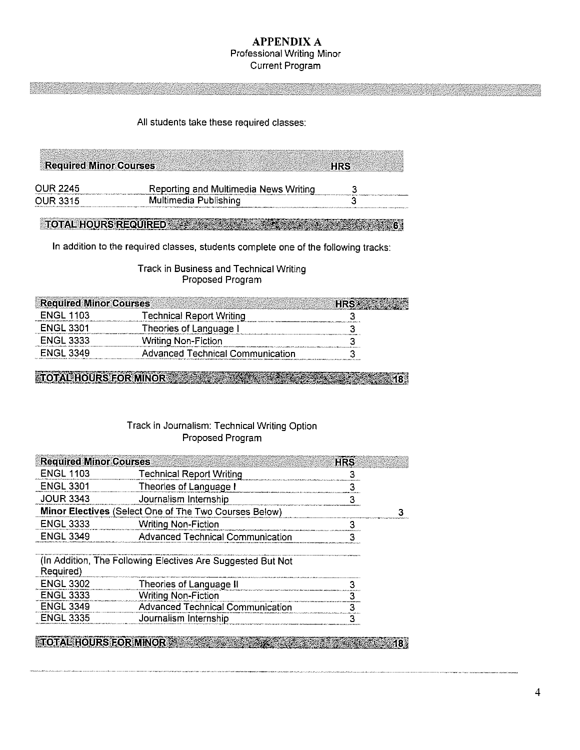# APPENDIX A

Professional Writing Minor
Current Program

All students take these required classes:

| Required Minor Courses | | HRS |
|---|---|---|
| OUR 2245 | Reporting and Multimedia News Writing | 3 |
| OUR 3315 | Multimedia Publishing | 3 |
| **TOTAL HOURS REQUIRED** | | **6** |

In addition to the required classes, students complete one of the following tracks:

Track in Business and Technical Writing
Proposed Program

| Required Minor Courses | | HRS |
|---|---|---|
| ENGL 1103 | Technical Report Writing | 3 |
| ENGL 3301 | Theories of Language I | 3 |
| ENGL 3333 | Writing Non-Fiction | 3 |
| ENGL 3349 | Advanced Technical Communication | 3 |
| **TOTAL HOURS FOR MINOR** | | **18** |

Track in Journalism: Technical Writing Option
Proposed Program

| Required Minor Courses | | HRS | |
|---|---|---|---|
| ENGL 1103 | Technical Report Writing | 3 | |
| ENGL 3301 | Theories of Language I | 3 | |
| JOUR 3343 | Journalism Internship | 3 | |
| **Minor Electives** (Select One of The Two Courses Below) | | | 3 |
| ENGL 3333 | Writing Non-Fiction | 3 | |
| ENGL 3349 | Advanced Technical Communication | 3 | |
| (In Addition, The Following Electives Are Suggested But Not Required) | | | |
| ENGL 3302 | Theories of Language II | 3 | |
| ENGL 3333 | Writing Non-Fiction | 3 | |
| ENGL 3349 | Advanced Technical Communication | 3 | |
| ENGL 3335 | Journalism Internship | 3 | |
| **TOTAL HOURS FOR MINOR** | | | **18** |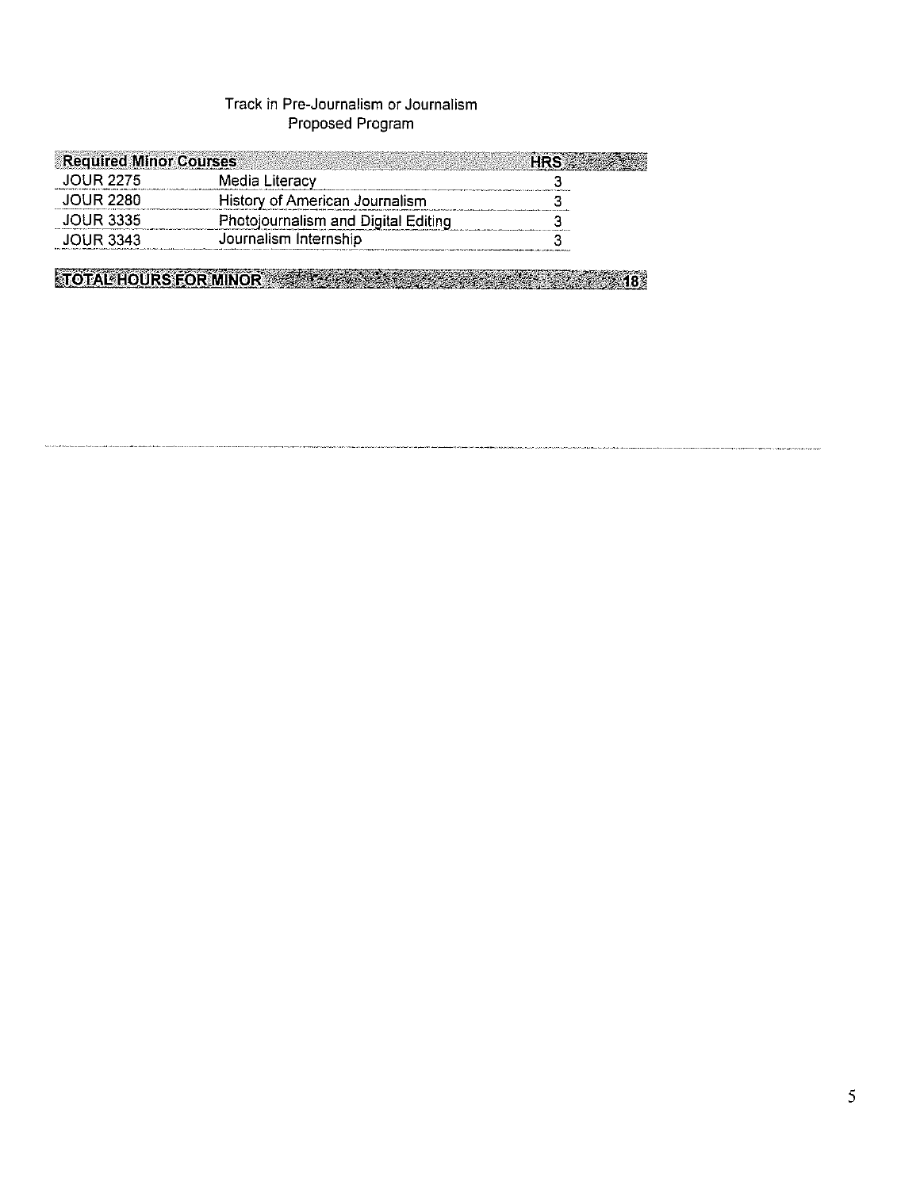Track in Pre-Journalism or Journalism
Proposed Program

| Required Minor Courses | | HRS |
|---|---|---|
| JOUR 2275 | Media Literacy | 3 |
| JOUR 2280 | History of American Journalism | 3 |
| JOUR 3335 | Photojournalism and Digital Editing | 3 |
| JOUR 3343 | Journalism Internship | 3 |
| **TOTAL HOURS FOR MINOR** | | **18** |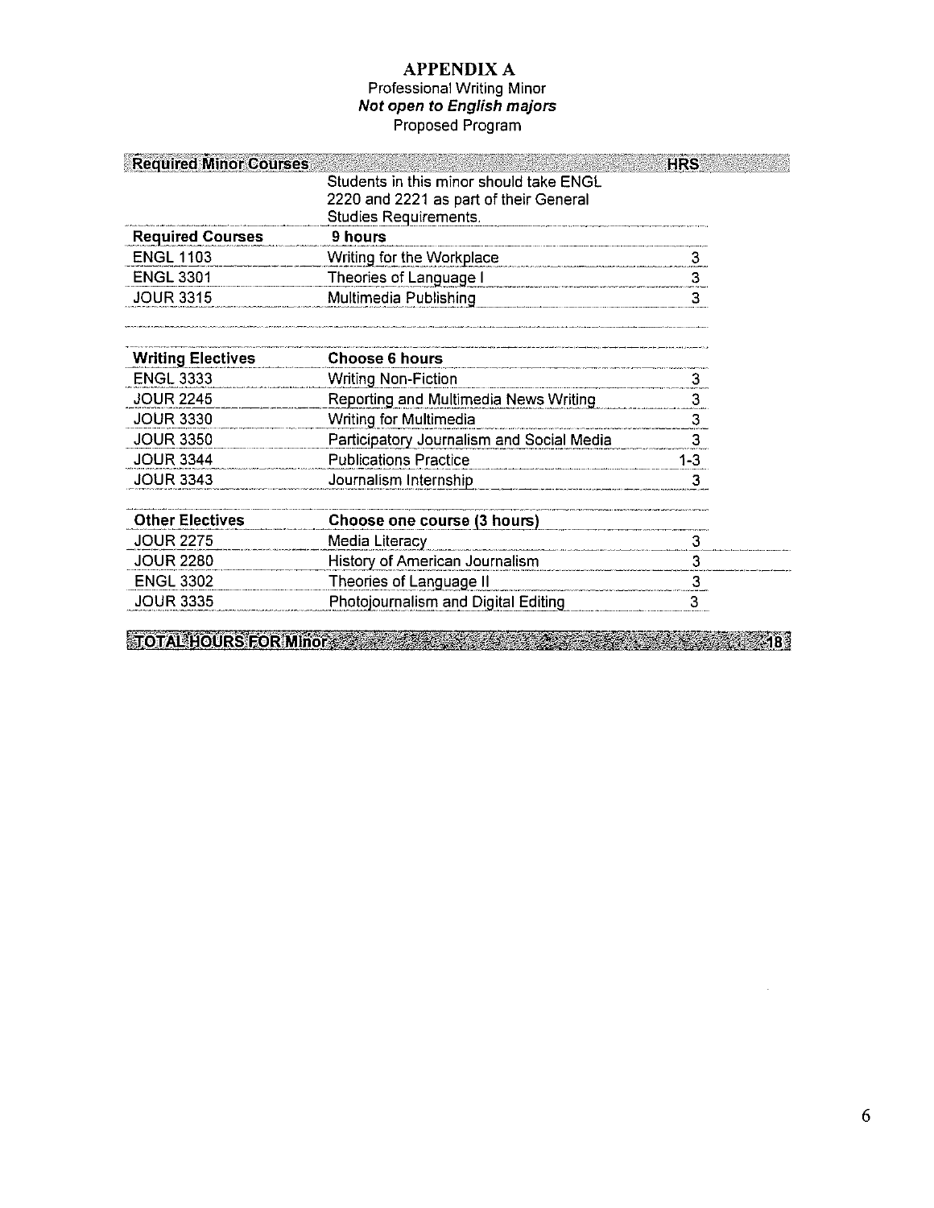# APPENDIX A

Professional Writing Minor

***Not open to English majors***

Proposed Program

| Required Minor Courses | | HRS |
|---|---|---|
| | Students in this minor should take ENGL 2220 and 2221 as part of their General Studies Requirements. | |
| **Required Courses** | **9 hours** | |
| ENGL 1103 | Writing for the Workplace | 3 |
| ENGL 3301 | Theories of Language I | 3 |
| JOUR 3315 | Multimedia Publishing | 3 |
| | | |
| **Writing Electives** | **Choose 6 hours** | |
| ENGL 3333 | Writing Non-Fiction | 3 |
| JOUR 2245 | Reporting and Multimedia News Writing | 3 |
| JOUR 3330 | Writing for Multimedia | 3 |
| JOUR 3350 | Participatory Journalism and Social Media | 3 |
| JOUR 3344 | Publications Practice | 1-3 |
| JOUR 3343 | Journalism Internship | 3 |
| | | |
| **Other Electives** | **Choose one course (3 hours)** | |
| JOUR 2275 | Media Literacy | 3 |
| JOUR 2280 | History of American Journalism | 3 |
| ENGL 3302 | Theories of Language II | 3 |
| JOUR 3335 | Photojournalism and Digital Editing | 3 |
| | | |
| **TOTAL HOURS FOR Minor** | | **18** |